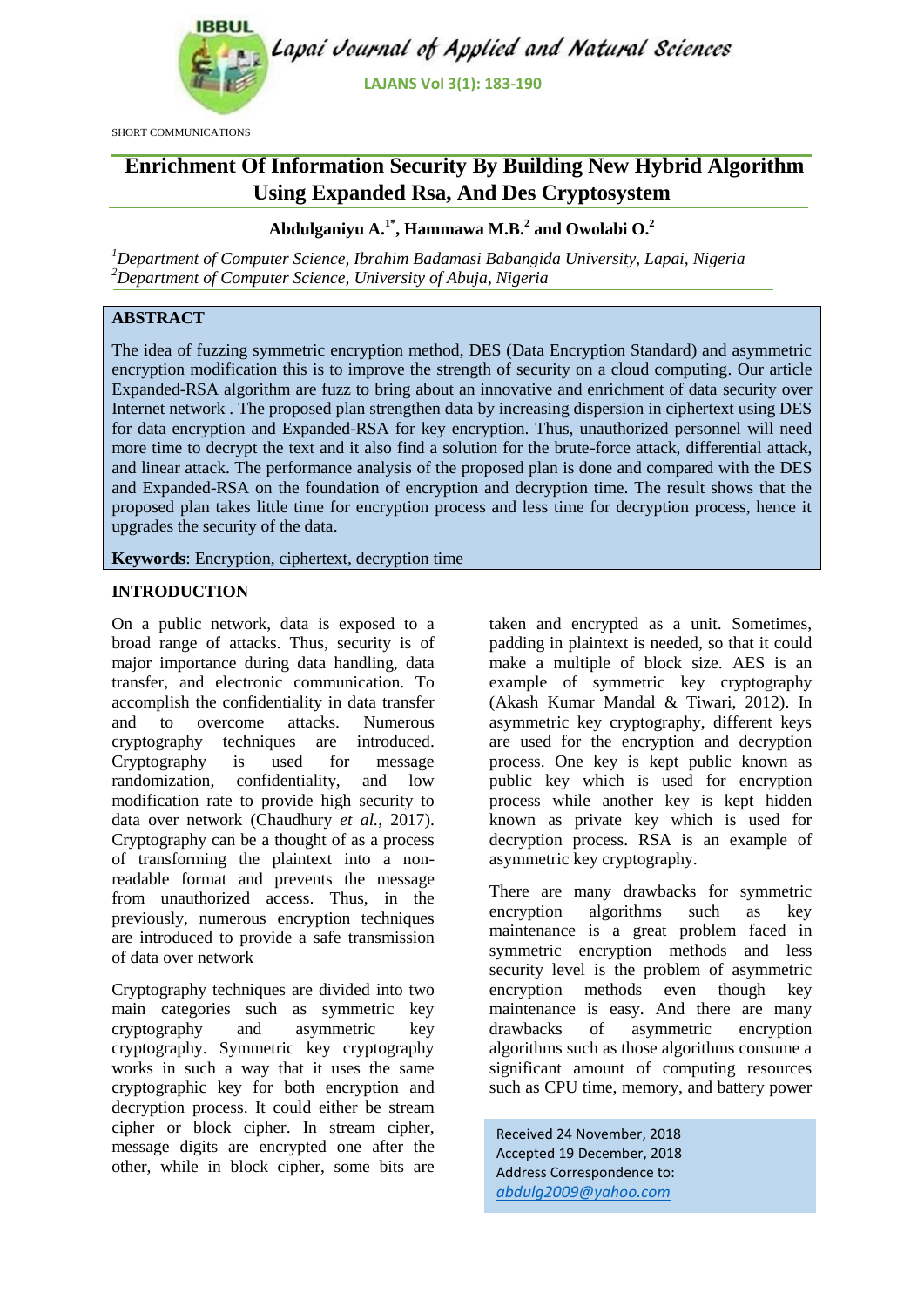SHORT COMMUNICATIONS

# Enrichment Of Information Security By Building New Hybrid Algorithm Using Expanded Rsa, And Des Cryptosystem

**Abdulganiyu A.[1*], Hammawa M.B.[2] and Owolabi O.[2]**

*[1]Department of Computer Science, Ibrahim Badamasi Babangida University, Lapai, Nigeria*
*[2]Department of Computer Science, University of Abuja, Nigeria*

## ABSTRACT

The idea of fuzzing symmetric encryption method, DES (Data Encryption Standard) and asymmetric encryption modification this is to improve the strength of security on a cloud computing. Our article Expanded-RSA algorithm are fuzz to bring about an innovative and enrichment of data security over Internet network . The proposed plan strengthen data by increasing dispersion in ciphertext using DES for data encryption and Expanded-RSA for key encryption. Thus, unauthorized personnel will need more time to decrypt the text and it also find a solution for the brute-force attack, differential attack, and linear attack. The performance analysis of the proposed plan is done and compared with the DES and Expanded-RSA on the foundation of encryption and decryption time. The result shows that the proposed plan takes little time for encryption process and less time for decryption process, hence it upgrades the security of the data.

**Keywords**: Encryption, ciphertext, decryption time

## INTRODUCTION

On a public network, data is exposed to a broad range of attacks. Thus, security is of major importance during data handling, data transfer, and electronic communication. To accomplish the confidentiality in data transfer and to overcome attacks. Numerous cryptography techniques are introduced. Cryptography is used for message randomization, confidentiality, and low modification rate to provide high security to data over network (Chaudhury *et al.*, 2017). Cryptography can be a thought of as a process of transforming the plaintext into a non-readable format and prevents the message from unauthorized access. Thus, in the previously, numerous encryption techniques are introduced to provide a safe transmission of data over network

Cryptography techniques are divided into two main categories such as symmetric key cryptography and asymmetric key cryptography. Symmetric key cryptography works in such a way that it uses the same cryptographic key for both encryption and decryption process. It could either be stream cipher or block cipher. In stream cipher, message digits are encrypted one after the other, while in block cipher, some bits are taken and encrypted as a unit. Sometimes, padding in plaintext is needed, so that it could make a multiple of block size. AES is an example of symmetric key cryptography (Akash Kumar Mandal & Tiwari, 2012). In asymmetric key cryptography, different keys are used for the encryption and decryption process. One key is kept public known as public key which is used for encryption process while another key is kept hidden known as private key which is used for decryption process. RSA is an example of asymmetric key cryptography.

There are many drawbacks for symmetric encryption algorithms such as key maintenance is a great problem faced in symmetric encryption methods and less security level is the problem of asymmetric encryption methods even though key maintenance is easy. And there are many drawbacks of asymmetric encryption algorithms such as those algorithms consume a significant amount of computing resources such as CPU time, memory, and battery power

Received 24 November, 2018
Accepted 19 December, 2018
Address Correspondence to:
*abdulg2009@yahoo.com*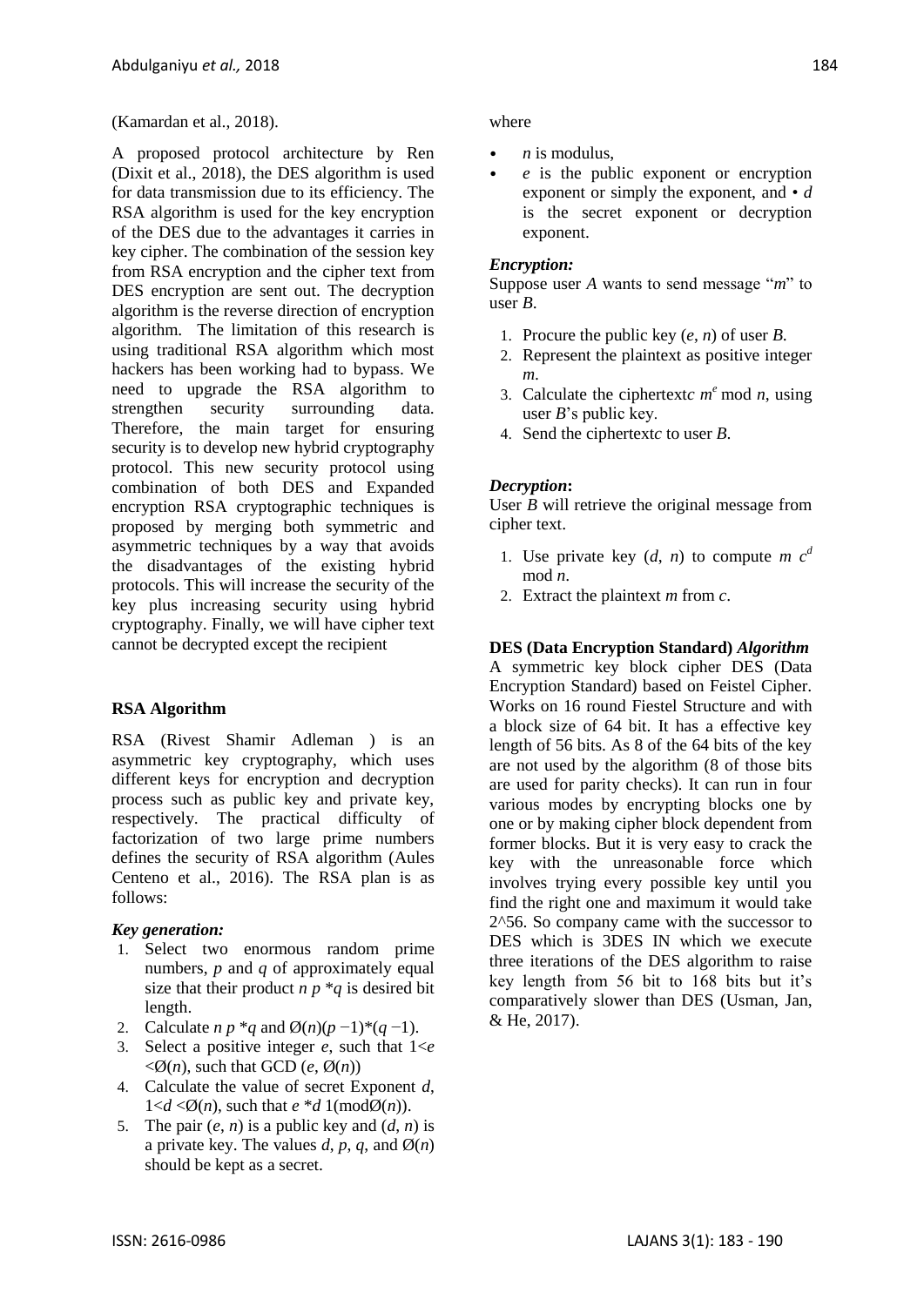(Kamardan et al., 2018).

A proposed protocol architecture by Ren (Dixit et al., 2018), the DES algorithm is used for data transmission due to its efficiency. The RSA algorithm is used for the key encryption of the DES due to the advantages it carries in key cipher. The combination of the session key from RSA encryption and the cipher text from DES encryption are sent out. The decryption algorithm is the reverse direction of encryption algorithm. The limitation of this research is using traditional RSA algorithm which most hackers has been working had to bypass. We need to upgrade the RSA algorithm to strengthen security surrounding data. Therefore, the main target for ensuring security is to develop new hybrid cryptography protocol. This new security protocol using combination of both DES and Expanded encryption RSA cryptographic techniques is proposed by merging both symmetric and asymmetric techniques by a way that avoids the disadvantages of the existing hybrid protocols. This will increase the security of the key plus increasing security using hybrid cryptography. Finally, we will have cipher text cannot be decrypted except the recipient

## RSA Algorithm

RSA (Rivest Shamir Adleman ) is an asymmetric key cryptography, which uses different keys for encryption and decryption process such as public key and private key, respectively. The practical difficulty of factorization of two large prime numbers defines the security of RSA algorithm (Aules Centeno et al., 2016). The RSA plan is as follows:

### *Key generation:*

1. Select two enormous random prime numbers, $p$ and $q$ of approximately equal size that their product $n$ $p$ \*$q$ is desired bit length.
2. Calculate $n$ $p$ \*$q$ and $Ø(n)(p-1)*(q-1)$.
3. Select a positive integer $e$, such that $1<e<Ø(n)$, such that GCD $(e, Ø(n))$
4. Calculate the value of secret Exponent $d$, $1<d<Ø(n)$, such that $e *d\ 1(\text{mod}Ø(n))$.
5. The pair $(e, n)$ is a public key and $(d, n)$ is a private key. The values $d$, $p$, $q$, and $Ø(n)$ should be kept as a secret.

where

- $n$ is modulus,
- $e$ is the public exponent or encryption exponent or simply the exponent, and • $d$ is the secret exponent or decryption exponent.

### *Encryption:*

Suppose user $A$ wants to send message "$m$" to user $B$.

1. Procure the public key $(e, n)$ of user $B$.
2. Represent the plaintext as positive integer $m$.
3. Calculate the ciphertext$c$ $m^e$ mod $n$, using user $B$'s public key.
4. Send the ciphertext$c$ to user $B$.

### *Decryption***:**

User $B$ will retrieve the original message from cipher text.

1. Use private key $(d, n)$ to compute $m$ $c^d$ mod $n$.
2. Extract the plaintext $m$ from $c$.

## DES (Data Encryption Standard) *Algorithm*

A symmetric key block cipher DES (Data Encryption Standard) based on Feistel Cipher. Works on 16 round Fiestel Structure and with a block size of 64 bit. It has a effective key length of 56 bits. As 8 of the 64 bits of the key are not used by the algorithm (8 of those bits are used for parity checks). It can run in four various modes by encrypting blocks one by one or by making cipher block dependent from former blocks. But it is very easy to crack the key with the unreasonable force which involves trying every possible key until you find the right one and maximum it would take 2^56. So company came with the successor to DES which is 3DES IN which we execute three iterations of the DES algorithm to raise key length from 56 bit to 168 bits but it's comparatively slower than DES (Usman, Jan, & He, 2017).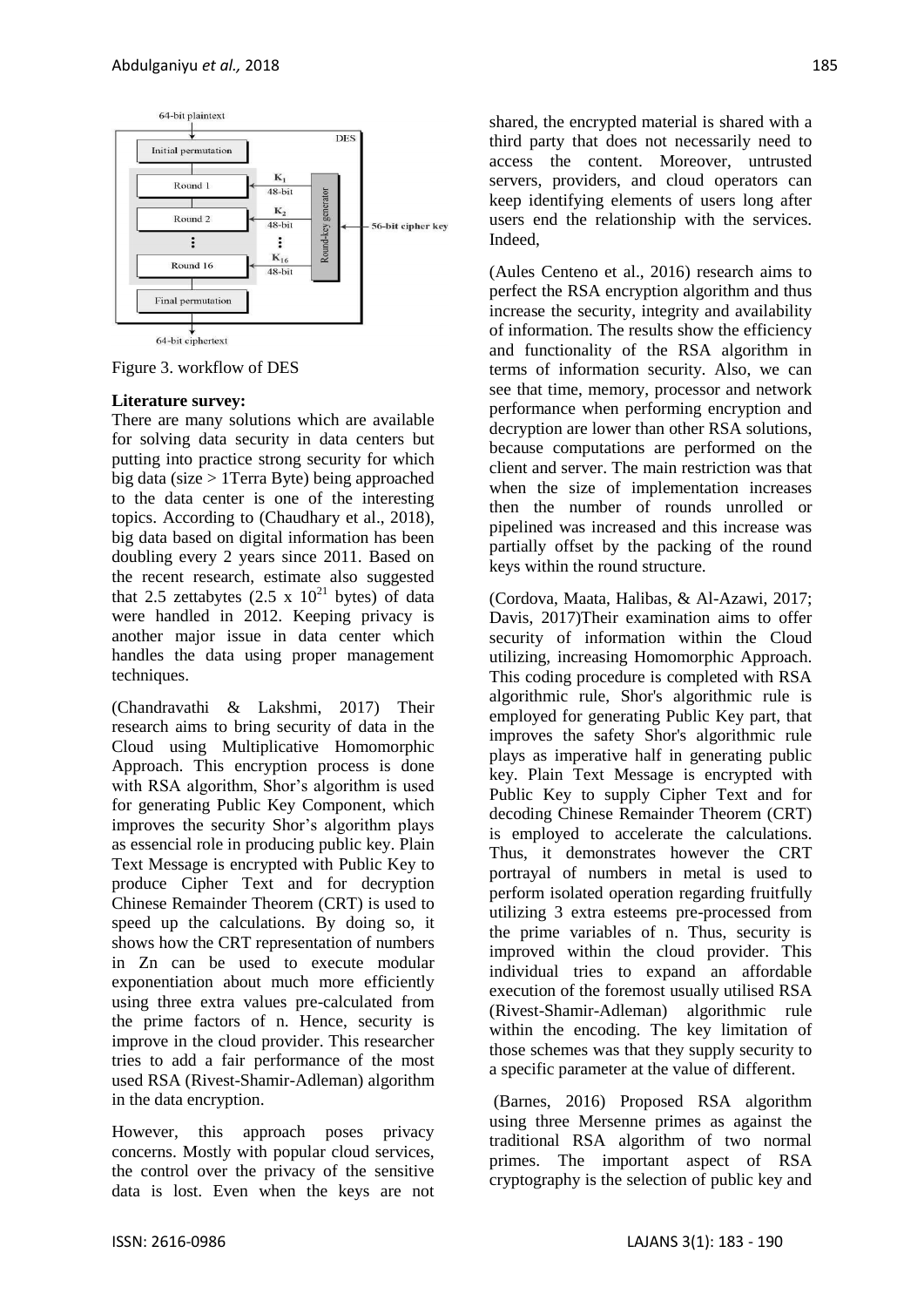Figure 3. workflow of DES

**Literature survey:**

There are many solutions which are available for solving data security in data centers but putting into practice strong security for which big data (size > 1Terra Byte) being approached to the data center is one of the interesting topics. According to (Chaudhary et al., 2018), big data based on digital information has been doubling every 2 years since 2011. Based on the recent research, estimate also suggested that 2.5 zettabytes ($2.5 \times 10^{21}$ bytes) of data were handled in 2012. Keeping privacy is another major issue in data center which handles the data using proper management techniques.

(Chandravathi & Lakshmi, 2017) Their research aims to bring security of data in the Cloud using Multiplicative Homomorphic Approach. This encryption process is done with RSA algorithm, Shor's algorithm is used for generating Public Key Component, which improves the security Shor's algorithm plays as essencial role in producing public key. Plain Text Message is encrypted with Public Key to produce Cipher Text and for decryption Chinese Remainder Theorem (CRT) is used to speed up the calculations. By doing so, it shows how the CRT representation of numbers in Zn can be used to execute modular exponentiation about much more efficiently using three extra values pre-calculated from the prime factors of n. Hence, security is improve in the cloud provider. This researcher tries to add a fair performance of the most used RSA (Rivest-Shamir-Adleman) algorithm in the data encryption.

However, this approach poses privacy concerns. Mostly with popular cloud services, the control over the privacy of the sensitive data is lost. Even when the keys are not shared, the encrypted material is shared with a third party that does not necessarily need to access the content. Moreover, untrusted servers, providers, and cloud operators can keep identifying elements of users long after users end the relationship with the services. Indeed,

(Aules Centeno et al., 2016) research aims to perfect the RSA encryption algorithm and thus increase the security, integrity and availability of information. The results show the efficiency and functionality of the RSA algorithm in terms of information security. Also, we can see that time, memory, processor and network performance when performing encryption and decryption are lower than other RSA solutions, because computations are performed on the client and server. The main restriction was that when the size of implementation increases then the number of rounds unrolled or pipelined was increased and this increase was partially offset by the packing of the round keys within the round structure.

(Cordova, Maata, Halibas, & Al-Azawi, 2017; Davis, 2017)Their examination aims to offer security of information within the Cloud utilizing, increasing Homomorphic Approach. This coding procedure is completed with RSA algorithmic rule, Shor's algorithmic rule is employed for generating Public Key part, that improves the safety Shor's algorithmic rule plays as imperative half in generating public key. Plain Text Message is encrypted with Public Key to supply Cipher Text and for decoding Chinese Remainder Theorem (CRT) is employed to accelerate the calculations. Thus, it demonstrates however the CRT portrayal of numbers in metal is used to perform isolated operation regarding fruitfully utilizing 3 extra esteems pre-processed from the prime variables of n. Thus, security is improved within the cloud provider. This individual tries to expand an affordable execution of the foremost usually utilised RSA (Rivest-Shamir-Adleman) algorithmic rule within the encoding. The key limitation of those schemes was that they supply security to a specific parameter at the value of different.

(Barnes, 2016) Proposed RSA algorithm using three Mersenne primes as against the traditional RSA algorithm of two normal primes. The important aspect of RSA cryptography is the selection of public key and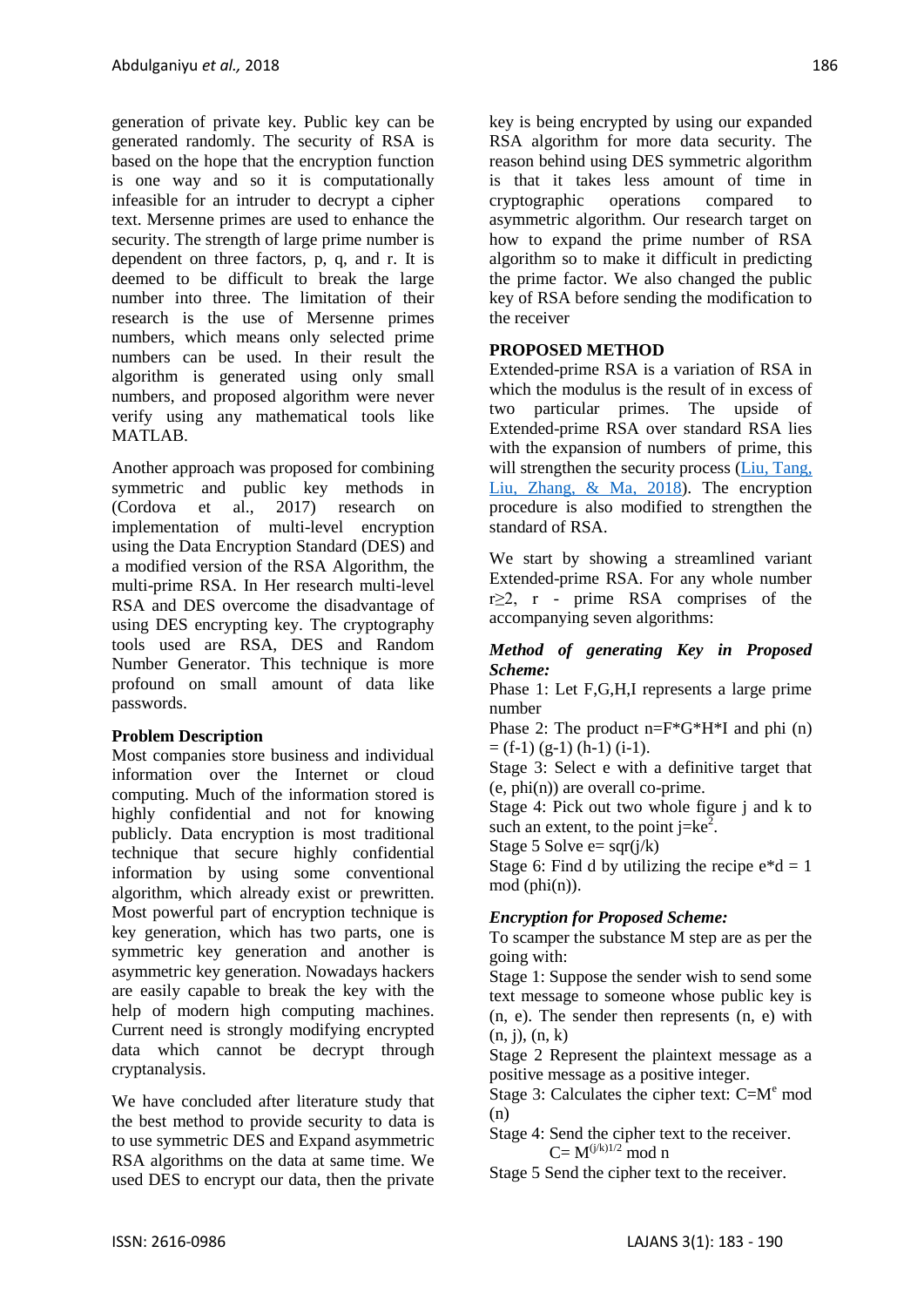generation of private key. Public key can be generated randomly. The security of RSA is based on the hope that the encryption function is one way and so it is computationally infeasible for an intruder to decrypt a cipher text. Mersenne primes are used to enhance the security. The strength of large prime number is dependent on three factors, p, q, and r. It is deemed to be difficult to break the large number into three. The limitation of their research is the use of Mersenne primes numbers, which means only selected prime numbers can be used. In their result the algorithm is generated using only small numbers, and proposed algorithm were never verify using any mathematical tools like MATLAB.

Another approach was proposed for combining symmetric and public key methods in (Cordova et al., 2017) research on implementation of multi-level encryption using the Data Encryption Standard (DES) and a modified version of the RSA Algorithm, the multi-prime RSA. In Her research multi-level RSA and DES overcome the disadvantage of using DES encrypting key. The cryptography tools used are RSA, DES and Random Number Generator. This technique is more profound on small amount of data like passwords.

### Problem Description

Most companies store business and individual information over the Internet or cloud computing. Much of the information stored is highly confidential and not for knowing publicly. Data encryption is most traditional technique that secure highly confidential information by using some conventional algorithm, which already exist or prewritten. Most powerful part of encryption technique is key generation, which has two parts, one is symmetric key generation and another is asymmetric key generation. Nowadays hackers are easily capable to break the key with the help of modern high computing machines. Current need is strongly modifying encrypted data which cannot be decrypt through cryptanalysis.

We have concluded after literature study that the best method to provide security to data is to use symmetric DES and Expand asymmetric RSA algorithms on the data at same time. We used DES to encrypt our data, then the private key is being encrypted by using our expanded RSA algorithm for more data security. The reason behind using DES symmetric algorithm is that it takes less amount of time in cryptographic operations compared to asymmetric algorithm. Our research target on how to expand the prime number of RSA algorithm so to make it difficult in predicting the prime factor. We also changed the public key of RSA before sending the modification to the receiver

## PROPOSED METHOD

Extended-prime RSA is a variation of RSA in which the modulus is the result of in excess of two particular primes. The upside of Extended-prime RSA over standard RSA lies with the expansion of numbers of prime, this will strengthen the security process ([Liu, Tang, Liu, Zhang, & Ma, 2018](#)). The encryption procedure is also modified to strengthen the standard of RSA.

We start by showing a streamlined variant Extended-prime RSA. For any whole number $r \geq 2$, r - prime RSA comprises of the accompanying seven algorithms:

***Method of generating Key in Proposed Scheme:***

Phase 1: Let F,G,H,I represents a large prime number

Phase 2: The product $n=F*G*H*I$ and phi (n) = (f-1) (g-1) (h-1) (i-1).

Stage 3: Select e with a definitive target that (e, phi(n)) are overall co-prime.

Stage 4: Pick out two whole figure j and k to such an extent, to the point $j=ke^2$.

Stage 5 Solve e= sqr(j/k)

Stage 6: Find d by utilizing the recipe $e*d = 1 \bmod (\phi(n))$.

***Encryption for Proposed Scheme:***

To scamper the substance M step are as per the going with:

Stage 1: Suppose the sender wish to send some text message to someone whose public key is (n, e). The sender then represents (n, e) with (n, j), (n, k)

Stage 2 Represent the plaintext message as a positive message as a positive integer.

Stage 3: Calculates the cipher text: $C=M^e \bmod (n)$

Stage 4: Send the cipher text to the receiver.

$$C= M^{(j/k)1/2} \bmod n$$

Stage 5 Send the cipher text to the receiver.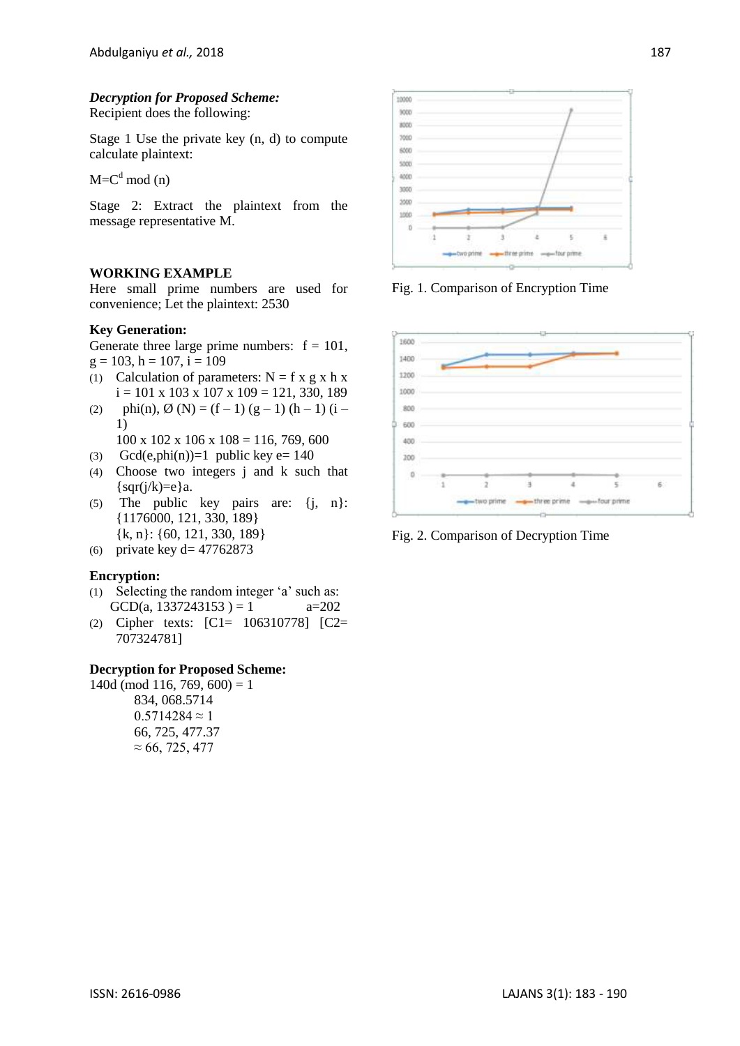***Decryption for Proposed Scheme:***

Recipient does the following:

Stage 1 Use the private key (n, d) to compute calculate plaintext:

$M=C^d \bmod (n)$

Stage 2: Extract the plaintext from the message representative M.

**WORKING EXAMPLE**

Here small prime numbers are used for convenience; Let the plaintext: 2530

**Key Generation:**

Generate three large prime numbers: f = 101, g = 103, h = 107, i = 109

(1) Calculation of parameters: N = f x g x h x i = 101 x 103 x 107 x 109 = 121, 330, 189
(2) phi(n), Ø (N) = (f – 1) (g – 1) (h – 1) (i – 1)
100 x 102 x 106 x 108 = 116, 769, 600
(3) Gcd(e,phi(n))=1 public key e= 140
(4) Choose two integers j and k such that {sqr(j/k)=e}a.
(5) The public key pairs are: {j, n}: {1176000, 121, 330, 189}
{k, n}: {60, 121, 330, 189}
(6) private key d= 47762873

**Encryption:**

(1) Selecting the random integer 'a' such as: GCD(a, 1337243153 ) = 1 a=202
(2) Cipher texts: [C1= 106310778] [C2= 707324781]

**Decryption for Proposed Scheme:**

140d (mod 116, 769, 600) = 1
834, 068.5714
0.5714284 ≈ 1
66, 725, 477.37
≈ 66, 725, 477

Fig. 1. Comparison of Encryption Time

Fig. 2. Comparison of Decryption Time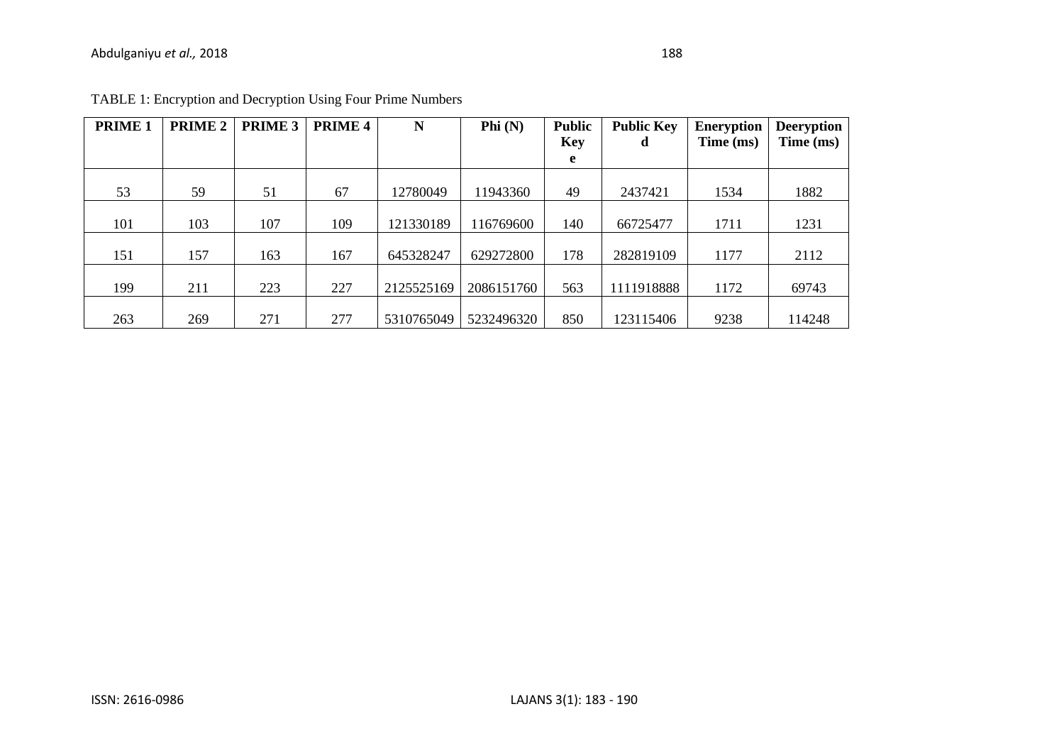TABLE 1: Encryption and Decryption Using Four Prime Numbers

| PRIME 1 | PRIME 2 | PRIME 3 | PRIME 4 | N | Phi (N) | Public Key e | Public Key d | Eneryption Time (ms) | Deeryption Time (ms) |
|---|---|---|---|---|---|---|---|---|---|
| 53 | 59 | 51 | 67 | 12780049 | 11943360 | 49 | 2437421 | 1534 | 1882 |
| 101 | 103 | 107 | 109 | 121330189 | 116769600 | 140 | 66725477 | 1711 | 1231 |
| 151 | 157 | 163 | 167 | 645328247 | 629272800 | 178 | 282819109 | 1177 | 2112 |
| 199 | 211 | 223 | 227 | 2125525169 | 2086151760 | 563 | 1111918888 | 1172 | 69743 |
| 263 | 269 | 271 | 277 | 5310765049 | 5232496320 | 850 | 123115406 | 9238 | 114248 |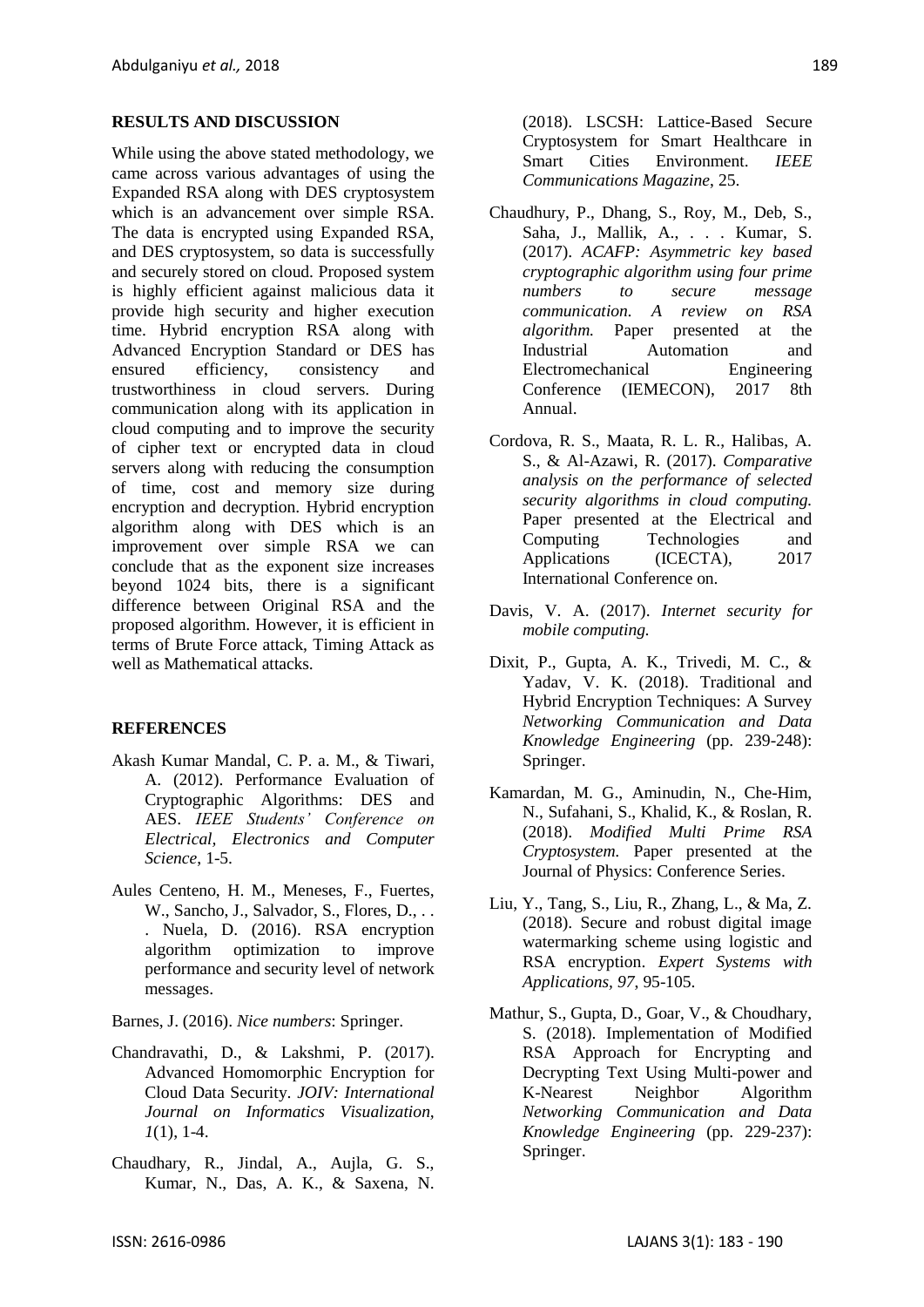## RESULTS AND DISCUSSION

While using the above stated methodology, we came across various advantages of using the Expanded RSA along with DES cryptosystem which is an advancement over simple RSA. The data is encrypted using Expanded RSA, and DES cryptosystem, so data is successfully and securely stored on cloud. Proposed system is highly efficient against malicious data it provide high security and higher execution time. Hybrid encryption RSA along with Advanced Encryption Standard or DES has ensured efficiency, consistency and trustworthiness in cloud servers. During communication along with its application in cloud computing and to improve the security of cipher text or encrypted data in cloud servers along with reducing the consumption of time, cost and memory size during encryption and decryption. Hybrid encryption algorithm along with DES which is an improvement over simple RSA we can conclude that as the exponent size increases beyond 1024 bits, there is a significant difference between Original RSA and the proposed algorithm. However, it is efficient in terms of Brute Force attack, Timing Attack as well as Mathematical attacks.

## REFERENCES

Akash Kumar Mandal, C. P. a. M., & Tiwari, A. (2012). Performance Evaluation of Cryptographic Algorithms: DES and AES. *IEEE Students' Conference on Electrical, Electronics and Computer Science*, 1-5.

Aules Centeno, H. M., Meneses, F., Fuertes, W., Sancho, J., Salvador, S., Flores, D., . . . Nuela, D. (2016). RSA encryption algorithm optimization to improve performance and security level of network messages.

Barnes, J. (2016). *Nice numbers*: Springer.

Chandravathi, D., & Lakshmi, P. (2017). Advanced Homomorphic Encryption for Cloud Data Security. *JOIV: International Journal on Informatics Visualization, 1*(1), 1-4.

Chaudhary, R., Jindal, A., Aujla, G. S., Kumar, N., Das, A. K., & Saxena, N. (2018). LSCSH: Lattice-Based Secure Cryptosystem for Smart Healthcare in Smart Cities Environment. *IEEE Communications Magazine*, 25.

Chaudhury, P., Dhang, S., Roy, M., Deb, S., Saha, J., Mallik, A., . . . Kumar, S. (2017). *ACAFP: Asymmetric key based cryptographic algorithm using four prime numbers to secure message communication. A review on RSA algorithm.* Paper presented at the Industrial Automation and Electromechanical Engineering Conference (IEMECON), 2017 8th Annual.

Cordova, R. S., Maata, R. L. R., Halibas, A. S., & Al-Azawi, R. (2017). *Comparative analysis on the performance of selected security algorithms in cloud computing.* Paper presented at the Electrical and Computing Technologies and Applications (ICECTA), 2017 International Conference on.

Davis, V. A. (2017). *Internet security for mobile computing.*

Dixit, P., Gupta, A. K., Trivedi, M. C., & Yadav, V. K. (2018). Traditional and Hybrid Encryption Techniques: A Survey *Networking Communication and Data Knowledge Engineering* (pp. 239-248): Springer.

Kamardan, M. G., Aminudin, N., Che-Him, N., Sufahani, S., Khalid, K., & Roslan, R. (2018). *Modified Multi Prime RSA Cryptosystem.* Paper presented at the Journal of Physics: Conference Series.

Liu, Y., Tang, S., Liu, R., Zhang, L., & Ma, Z. (2018). Secure and robust digital image watermarking scheme using logistic and RSA encryption. *Expert Systems with Applications, 97*, 95-105.

Mathur, S., Gupta, D., Goar, V., & Choudhary, S. (2018). Implementation of Modified RSA Approach for Encrypting and Decrypting Text Using Multi-power and K-Nearest Neighbor Algorithm *Networking Communication and Data Knowledge Engineering* (pp. 229-237): Springer.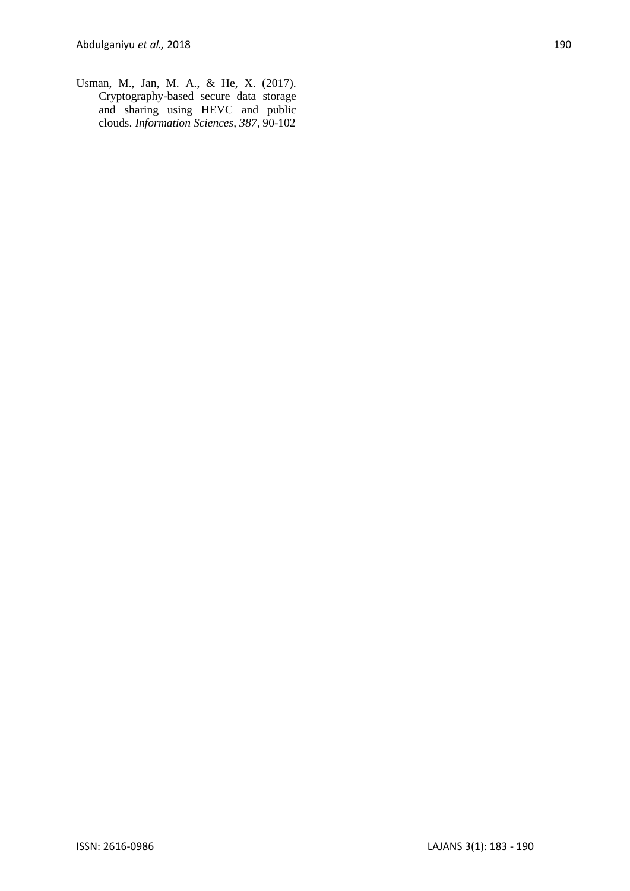Usman, M., Jan, M. A., & He, X. (2017). Cryptography-based secure data storage and sharing using HEVC and public clouds. *Information Sciences, 387*, 90-102